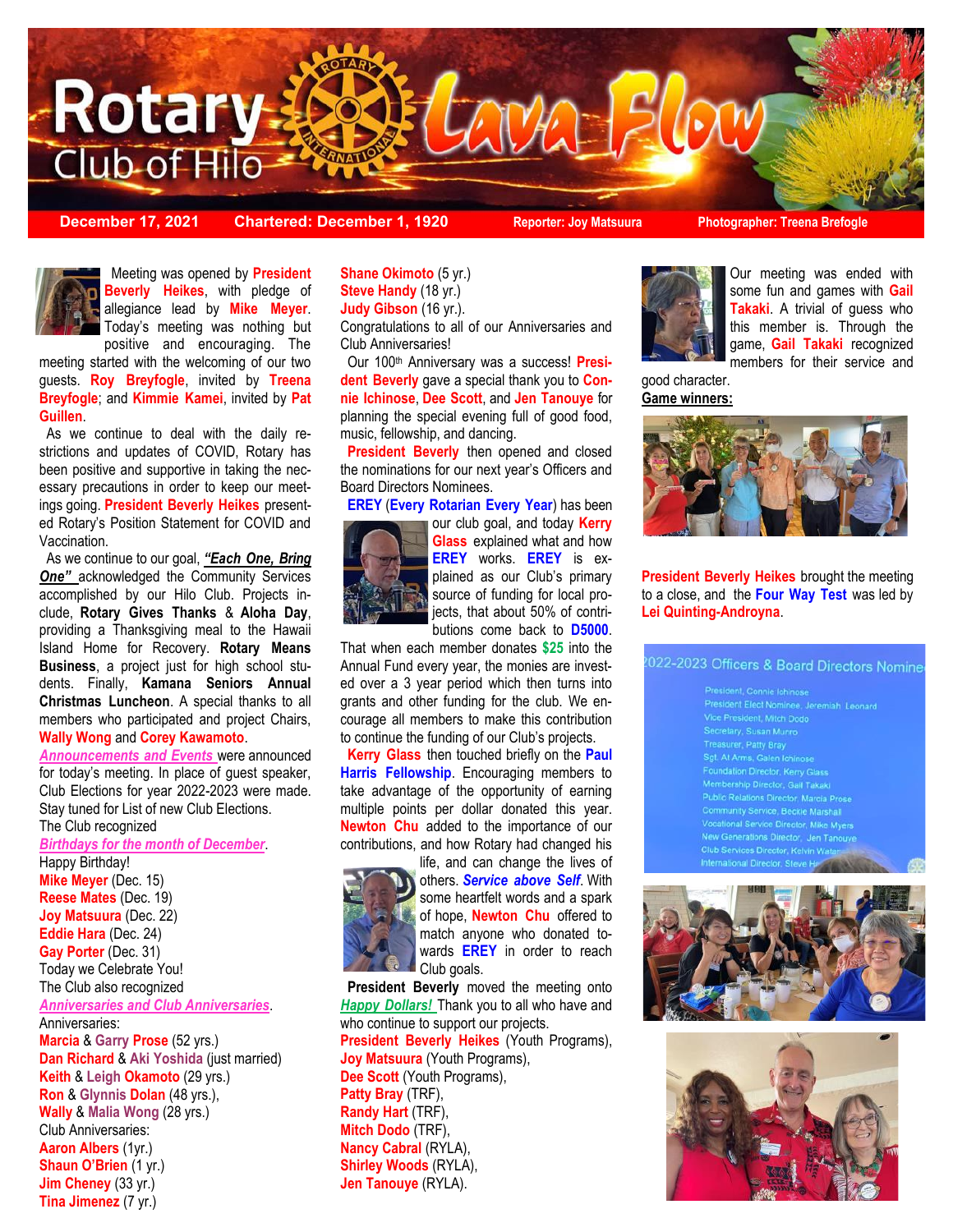# Rotary Club of Hilo Lava Flow

**December 17, 2021** | **Chartered: December 1, 1920** | **Reporter: Joy Matsuura** | **Photographer: Treena Brefogle**

Meeting was opened by **President Beverly Heikes**, with pledge of allegiance lead by **Mike Meyer**. Today's meeting was nothing but positive and encouraging. The meeting started with the welcoming of our two guests. **Roy Breyfogle**, invited by **Treena Breyfogle**; and **Kimmie Kamei**, invited by **Pat Guillen**.

As we continue to deal with the daily restrictions and updates of COVID, Rotary has been positive and supportive in taking the necessary precautions in order to keep our meetings going. **President Beverly Heikes** presented Rotary's Position Statement for COVID and Vaccination.

As we continue to our goal, ***"Each One, Bring One"*** acknowledged the Community Services accomplished by our Hilo Club. Projects include, **Rotary Gives Thanks** & **Aloha Day**, providing a Thanksgiving meal to the Hawaii Island Home for Recovery. **Rotary Means Business**, a project just for high school students. Finally, **Kamana Seniors Annual Christmas Luncheon**. A special thanks to all members who participated and project Chairs, **Wally Wong** and **Corey Kawamoto**.

*Announcements and Events* were announced for today's meeting. In place of guest speaker, Club Elections for year 2022-2023 were made. Stay tuned for List of new Club Elections.

The Club recognized

*Birthdays for the month of December*.

Happy Birthday!

**Mike Meyer** (Dec. 15)
**Reese Mates** (Dec. 19)
**Joy Matsuura** (Dec. 22)
**Eddie Hara** (Dec. 24)
**Gay Porter** (Dec. 31)

Today we Celebrate You!

The Club also recognized

*Anniversaries and Club Anniversaries*.

Anniversaries:

**Marcia** & **Garry Prose** (52 yrs.)
**Dan Richard** & **Aki Yoshida** (just married)
**Keith** & **Leigh Okamoto** (29 yrs.)
**Ron** & **Glynnis Dolan** (48 yrs.),
**Wally** & **Malia Wong** (28 yrs.)

Club Anniversaries:

**Aaron Albers** (1yr.)
**Shaun O'Brien** (1 yr.)
**Jim Cheney** (33 yr.)
**Tina Jimenez** (7 yr.)
**Shane Okimoto** (5 yr.)
**Steve Handy** (18 yr.)
**Judy Gibson** (16 yr.).

Congratulations to all of our Anniversaries and Club Anniversaries!

Our 100th Anniversary was a success! **President Beverly** gave a special thank you to **Connie Ichinose**, **Dee Scott**, and **Jen Tanouye** for planning the special evening full of good food, music, fellowship, and dancing.

**President Beverly** then opened and closed the nominations for our next year's Officers and Board Directors Nominees.

**EREY** (**Every Rotarian Every Year**) has been our club goal, and today **Kerry Glass** explained what and how **EREY** works. **EREY** is explained as our Club's primary source of funding for local projects, that about 50% of contributions come back to **D5000**. That when each member donates **$25** into the Annual Fund every year, the monies are invested over a 3 year period which then turns into grants and other funding for the club. We encourage all members to make this contribution to continue the funding of our Club's projects.

**Kerry Glass** then touched briefly on the **Paul Harris Fellowship**. Encouraging members to take advantage of the opportunity of earning multiple points per dollar donated this year. **Newton Chu** added to the importance of our contributions, and how Rotary had changed his life, and can change the lives of others. ***Service above Self***. With some heartfelt words and a spark of hope, **Newton Chu** offered to match anyone who donated towards **EREY** in order to reach Club goals.

**President Beverly** moved the meeting onto *Happy Dollars!* Thank you to all who have and who continue to support our projects.

**President Beverly Heikes** (Youth Programs),
**Joy Matsuura** (Youth Programs),
**Dee Scott** (Youth Programs),
**Patty Bray** (TRF),
**Randy Hart** (TRF),
**Mitch Dodo** (TRF),
**Nancy Cabral** (RYLA),
**Shirley Woods** (RYLA),
**Jen Tanouye** (RYLA).

Our meeting was ended with some fun and games with **Gail Takaki**. A trivial of guess who this member is. Through the game, **Gail Takaki** recognized members for their service and good character.

**Game winners:**

**President Beverly Heikes** brought the meeting to a close, and the **Four Way Test** was led by **Lei Quinting-Androyna**.

2022-2023 Officers & Board Directors Nominees

President, Connie Ichinose
President Elect Nominee, Jeremiah Leonard
Vice President, Mitch Dodo
Secretary, Susan Munro
Treasurer, Patty Bray
Sgt. At Arms, Galen Ichinose
Foundation Director, Kerry Glass
Membership Director, Gail Takaki
Public Relations Director, Marcia Prose
Community Service, Beckie Marshall
Vocational Service Director, Mike Myers
New Generations Director, Jen Tanouye
Club Services Director, Kelvin Watan...
International Director, Steve H...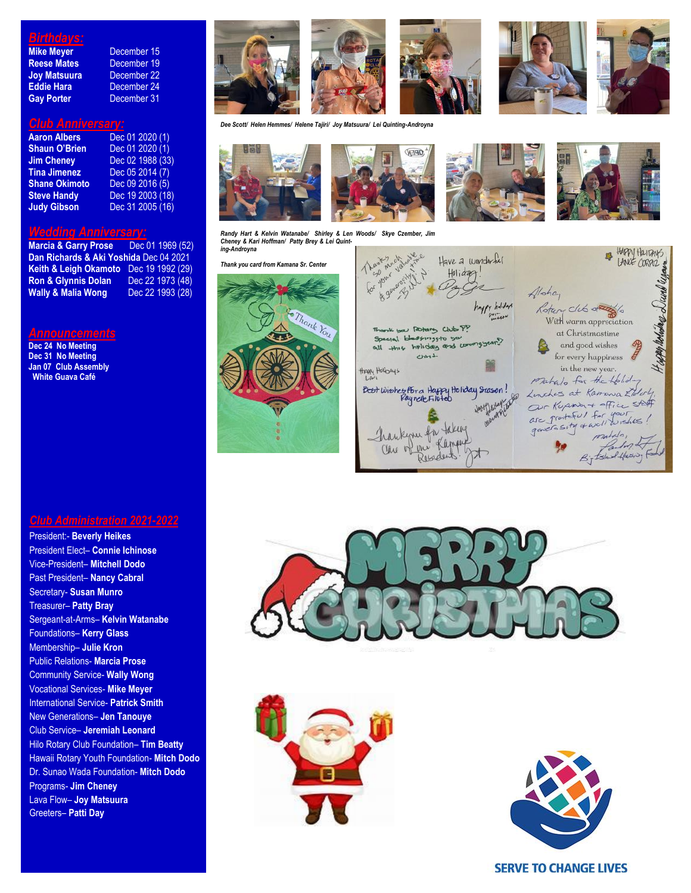## Birthdays:

| | |
|---|---|
| **Mike Meyer** | December 15 |
| **Reese Mates** | December 19 |
| **Joy Matsuura** | December 22 |
| **Eddie Hara** | December 24 |
| **Gay Porter** | December 31 |

## Club Anniversary:

| | |
|---|---|
| **Aaron Albers** | Dec 01 2020 (1) |
| **Shaun O'Brien** | Dec 01 2020 (1) |
| **Jim Cheney** | Dec 02 1988 (33) |
| **Tina Jimenez** | Dec 05 2014 (7) |
| **Shane Okimoto** | Dec 09 2016 (5) |
| **Steve Handy** | Dec 19 2003 (18) |
| **Judy Gibson** | Dec 31 2005 (16) |

## Wedding Anniversary:

| | |
|---|---|
| **Marcia & Garry Prose** | Dec 01 1969 (52) |
| **Dan Richards & Aki Yoshida** | Dec 04 2021 |
| **Keith & Leigh Okamoto** | Dec 19 1992 (29) |
| **Ron & Glynnis Dolan** | Dec 22 1973 (48) |
| **Wally & Malia Wong** | Dec 22 1993 (28) |

## Announcements

**Dec 24 No Meeting**
**Dec 31 No Meeting**
**Jan 07 Club Assembly**
**White Guava Café**

## Club Administration 2021-2022

President:- **Beverly Heikes**
President Elect– **Connie Ichinose**
Vice-President– **Mitchell Dodo**
Past President– **Nancy Cabral**
Secretary- **Susan Munro**
Treasurer– **Patty Bray**
Sergeant-at-Arms– **Kelvin Watanabe**
Foundations– **Kerry Glass**
Membership– **Julie Kron**
Public Relations- **Marcia Prose**
Community Service- **Wally Wong**
Vocational Services- **Mike Meyer**
International Service- **Patrick Smith**
New Generations– **Jen Tanouye**
Club Service– **Jeremiah Leonard**
Hilo Rotary Club Foundation– **Tim Beatty**
Hawaii Rotary Youth Foundation- **Mitch Dodo**
Dr. Sunao Wada Foundation- **Mitch Dodo**
Programs- **Jim Cheney**
Lava Flow– **Joy Matsuura**
Greeters– **Patti Day**

*Dee Scott/ Helen Hemmes/ Helene Tajiri/ Joy Matsuura/ Lei Quinting-Androyna*

*Randy Hart & Kelvin Watanabe/ Shirley & Len Woods/ Skye Czember, Jim Cheney & Kari Hoffman/ Patty Brey & Lei Quinting-Androyna*

*Thank you card from Kamana Sr. Center*

MERRY CHRISTMAS

SERVE TO CHANGE LIVES